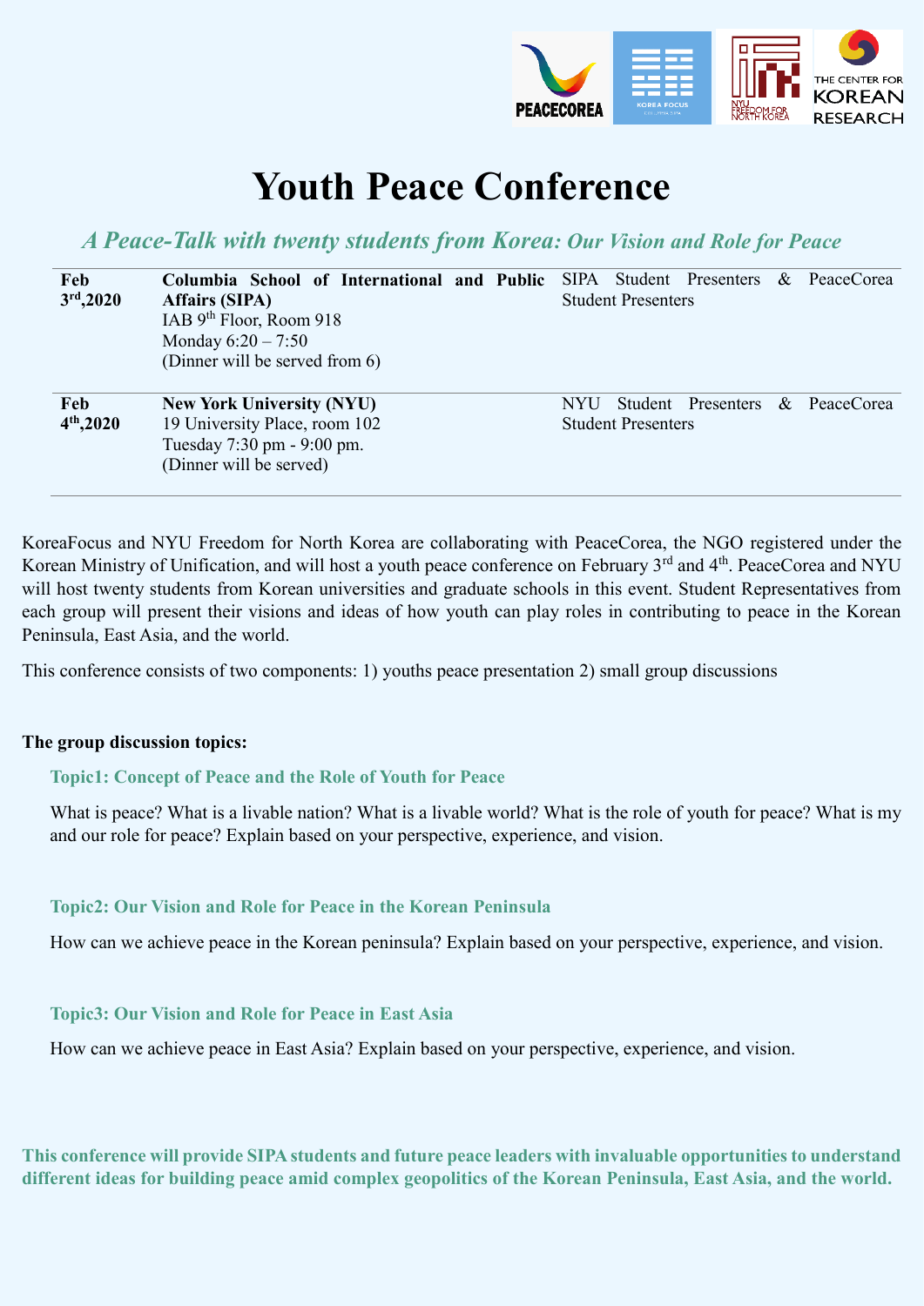# Youth Peace Conference

## *A Peace-Talk with twenty students from Korea: Our Vision and Role for Peace*

| Date | Venue | Presenters |
|---|---|---|
| **Feb 3rd, 2020** | **Columbia School of International and Public Affairs (SIPA)**<br>IAB 9th Floor, Room 918<br>Monday 6:20 – 7:50<br>(Dinner will be served from 6) | SIPA Student Presenters & PeaceCorea Student Presenters |
| **Feb 4th, 2020** | **New York University (NYU)**<br>19 University Place, room 102<br>Tuesday 7:30 pm - 9:00 pm.<br>(Dinner will be served) | NYU Student Presenters & PeaceCorea Student Presenters |

KoreaFocus and NYU Freedom for North Korea are collaborating with PeaceCorea, the NGO registered under the Korean Ministry of Unification, and will host a youth peace conference on February 3rd and 4th. PeaceCorea and NYU will host twenty students from Korean universities and graduate schools in this event. Student Representatives from each group will present their visions and ideas of how youth can play roles in contributing to peace in the Korean Peninsula, East Asia, and the world.

This conference consists of two components: 1) youths peace presentation 2) small group discussions

**The group discussion topics:**

**Topic1: Concept of Peace and the Role of Youth for Peace**

What is peace? What is a livable nation? What is a livable world? What is the role of youth for peace? What is my and our role for peace? Explain based on your perspective, experience, and vision.

**Topic2: Our Vision and Role for Peace in the Korean Peninsula**

How can we achieve peace in the Korean peninsula? Explain based on your perspective, experience, and vision.

**Topic3: Our Vision and Role for Peace in East Asia**

How can we achieve peace in East Asia? Explain based on your perspective, experience, and vision.

**This conference will provide SIPA students and future peace leaders with invaluable opportunities to understand different ideas for building peace amid complex geopolitics of the Korean Peninsula, East Asia, and the world.**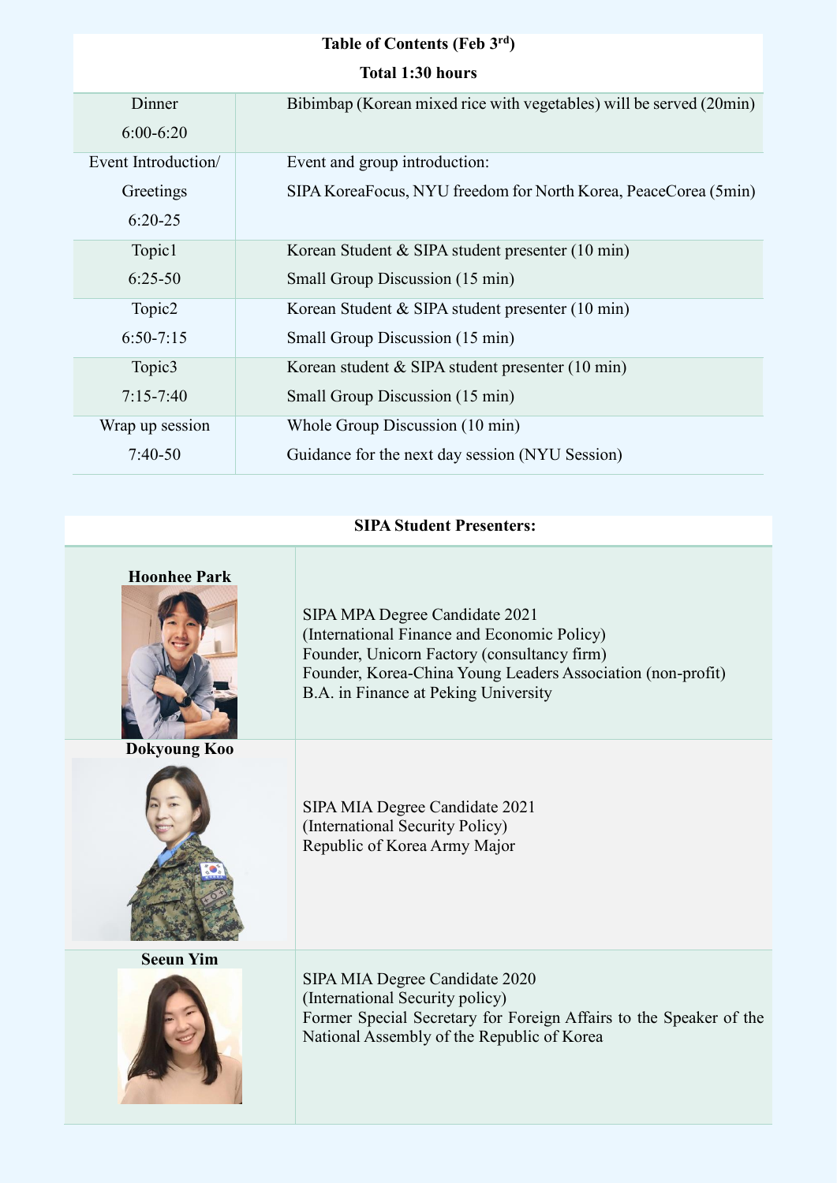| Table of Contents (Feb 3rd) Total 1:30 hours | |
| --- | --- |
| Dinner 6:00-6:20 | Bibimbap (Korean mixed rice with vegetables) will be served (20min) |
| Event Introduction/ Greetings 6:20-25 | Event and group introduction: SIPA KoreaFocus, NYU freedom for North Korea, PeaceCorea (5min) |
| Topic1 6:25-50 | Korean Student & SIPA student presenter (10 min) Small Group Discussion (15 min) |
| Topic2 6:50-7:15 | Korean Student & SIPA student presenter (10 min) Small Group Discussion (15 min) |
| Topic3 7:15-7:40 | Korean student & SIPA student presenter (10 min) Small Group Discussion (15 min) |
| Wrap up session 7:40-50 | Whole Group Discussion (10 min) Guidance for the next day session (NYU Session) |

| SIPA Student Presenters: | |
| --- | --- |
| **Hoonhee Park** | SIPA MPA Degree Candidate 2021 (International Finance and Economic Policy) Founder, Unicorn Factory (consultancy firm) Founder, Korea-China Young Leaders Association (non-profit) B.A. in Finance at Peking University |
| **Dokyoung Koo** | SIPA MIA Degree Candidate 2021 (International Security Policy) Republic of Korea Army Major |
| **Seeun Yim** | SIPA MIA Degree Candidate 2020 (International Security policy) Former Special Secretary for Foreign Affairs to the Speaker of the National Assembly of the Republic of Korea |